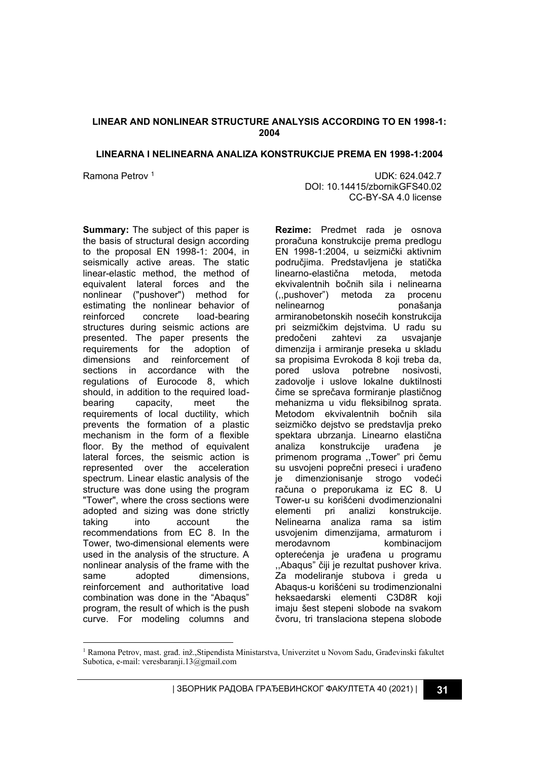# LINEAR AND NONLINEAR STRUCTURE ANALYSIS ACCORDING TO EN 1998-1: 2004

## LINEARNA I NELINEARNA ANALIZA KONSTRUKCIJE PREMA EN 1998-1:2004

Ramona Petrov [1]

UDK: 624.042.7
DOI: 10.14415/zbornikGFS40.02
CC-BY-SA 4.0 license

**Summary:** The subject of this paper is the basis of structural design according to the proposal EN 1998-1: 2004, in seismically active areas. The static linear-elastic method, the method of equivalent lateral forces and the nonlinear ("pushover") method for estimating the nonlinear behavior of reinforced concrete load-bearing structures during seismic actions are presented. The paper presents the requirements for the adoption of dimensions and reinforcement of sections in accordance with the regulations of Eurocode 8, which should, in addition to the required load-bearing capacity, meet the requirements of local ductility, which prevents the formation of a plastic mechanism in the form of a flexible floor. By the method of equivalent lateral forces, the seismic action is represented over the acceleration spectrum. Linear elastic analysis of the structure was done using the program "Tower", where the cross sections were adopted and sizing was done strictly taking into account the recommendations from EC 8. In the Tower, two-dimensional elements were used in the analysis of the structure. A nonlinear analysis of the frame with the same adopted dimensions, reinforcement and authoritative load combination was done in the "Abaqus" program, the result of which is the push curve. For modeling columns and

**Rezime:** Predmet rada je osnova proračuna konstrukcije prema predlogu EN 1998-1:2004, u seizmički aktivnim područjima. Predstavljena je statička linearno-elastična metoda, metoda ekvivalentnih bočnih sila i nelinearna (,,pushover") metoda za procenu nelinearnog ponašanja armiranobetonskih nosećih konstrukcija pri seizmičkim dejstvima. U radu su predočeni zahtevi za usvajanje dimenzija i armiranje preseka u skladu sa propisima Evrokoda 8 koji treba da, pored uslova potrebne nosivosti, zadovolje i uslove lokalne duktilnosti čime se sprečava formiranje plastičnog mehanizma u vidu fleksibilnog sprata. Metodom ekvivalentnih bočnih sila seizmičko dejstvo se predstavlja preko spektara ubrzanja. Linearno elastična analiza konstrukcije urađena je primenom programa ,,Tower" pri čemu su usvojeni poprečni preseci i urađeno je dimenzionisanje strogo vodeći računa o preporukama iz EC 8. U Tower-u su korišćeni dvodimenzionalni elementi pri analizi konstrukcije. Nelinearna analiza rama sa istim usvojenim dimenzijama, armaturom i merodavnom kombinacijom opterećenja je urađena u programu ,,Abaqus" čiji je rezultat pushover kriva. Za modeliranje stubova i greda u Abaqus-u korišćeni su trodimenzionalni heksaedarski elementi C3D8R koji imaju šest stepeni slobode na svakom čvoru, tri translaciona stepena slobode

[1] Ramona Petrov, mast. građ. inž.,Stipendista Ministarstva, Univerzitet u Novom Sadu, Građevinski fakultet Subotica, e-mail: veresbaranji.13@gmail.com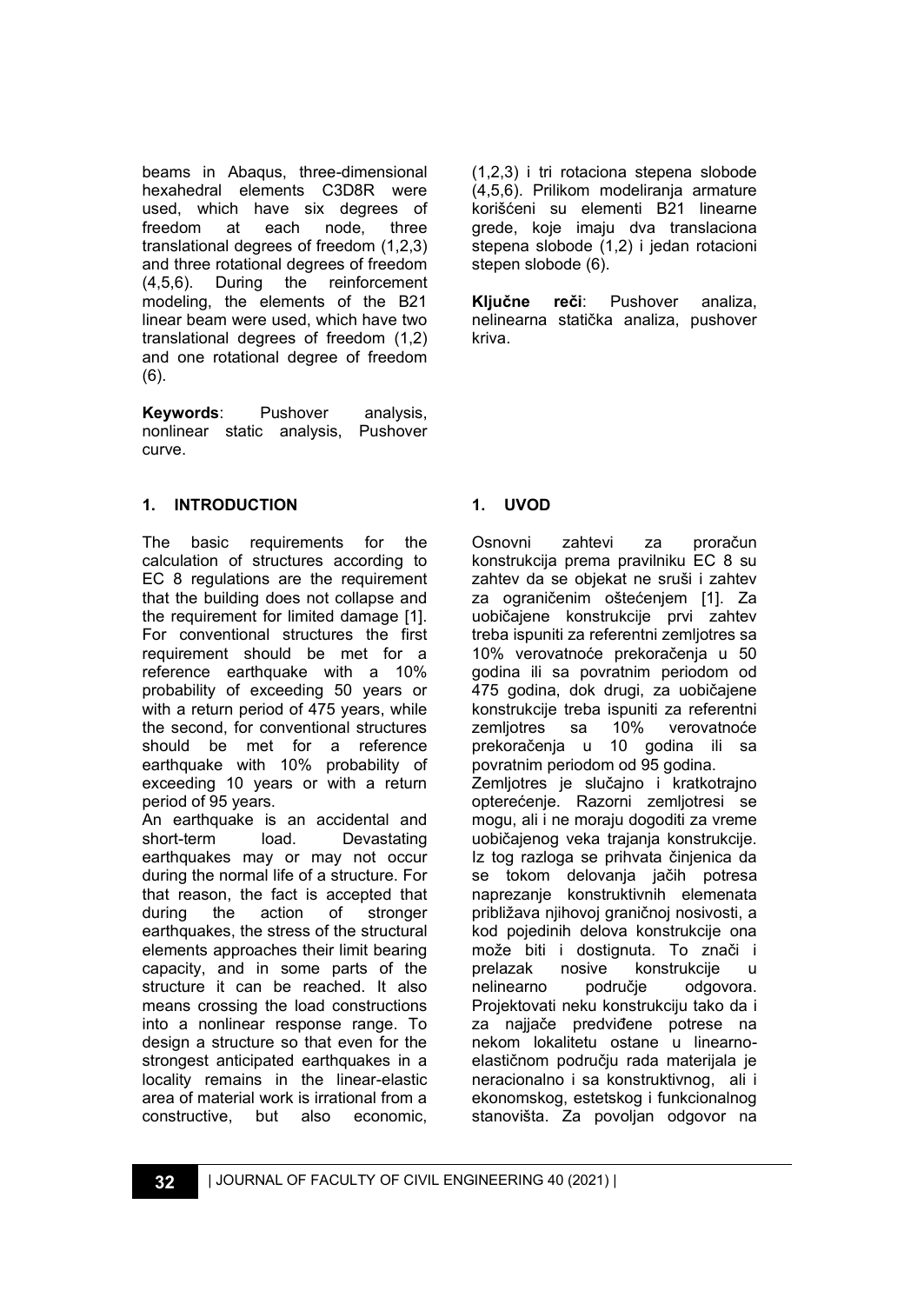beams in Abaqus, three-dimensional hexahedral elements C3D8R were used, which have six degrees of freedom at each node, three translational degrees of freedom (1,2,3) and three rotational degrees of freedom (4,5,6). During the reinforcement modeling, the elements of the B21 linear beam were used, which have two translational degrees of freedom (1,2) and one rotational degree of freedom (6).

**Keywords**: Pushover analysis, nonlinear static analysis, Pushover curve.

(1,2,3) i tri rotaciona stepena slobode (4,5,6). Prilikom modeliranja armature korišćeni su elementi B21 linearne grede, koje imaju dva translaciona stepena slobode (1,2) i jedan rotacioni stepen slobode (6).

**Ključne reči**: Pushover analiza, nelinearna statička analiza, pushover kriva.

## 1. INTRODUCTION

The basic requirements for the calculation of structures according to EC 8 regulations are the requirement that the building does not collapse and the requirement for limited damage [1]. For conventional structures the first requirement should be met for a reference earthquake with a 10% probability of exceeding 50 years or with a return period of 475 years, while the second, for conventional structures should be met for a reference earthquake with 10% probability of exceeding 10 years or with a return period of 95 years.

An earthquake is an accidental and short-term load. Devastating earthquakes may or may not occur during the normal life of a structure. For that reason, the fact is accepted that during the action of stronger earthquakes, the stress of the structural elements approaches their limit bearing capacity, and in some parts of the structure it can be reached. It also means crossing the load constructions into a nonlinear response range. To design a structure so that even for the strongest anticipated earthquakes in a locality remains in the linear-elastic area of material work is irrational from a constructive, but also economic,

## 1. UVOD

Osnovni zahtevi za proračun konstrukcija prema pravilniku EC 8 su zahtev da se objekat ne sruši i zahtev za ograničenim oštećenjem [1]. Za uobičajene konstrukcije prvi zahtev treba ispuniti za referentni zemljotres sa 10% verovatnoće prekoračenja u 50 godina ili sa povratnim periodom od 475 godina, dok drugi, za uobičajene konstrukcije treba ispuniti za referentni zemljotres sa 10% verovatnoće prekoračenja u 10 godina ili sa povratnim periodom od 95 godina.

Zemljotres je slučajno i kratkotrajno opterećenje. Razorni zemljotresi se mogu, ali i ne moraju dogoditi za vreme uobičajenog veka trajanja konstrukcije. Iz tog razloga se prihvata činjenica da se tokom delovanja jačih potresa naprezanje konstruktivnih elemenata približava njihovoj graničnoj nosivosti, a kod pojedinih delova konstrukcije ona može biti i dostignuta. To znači i prelazak nosive konstrukcije u nelinearno područje odgovora. Projektovati neku konstrukciju tako da i za najjače predviđene potrese na nekom lokalitetu ostane u linearno-elastičnom području rada materijala je neracionalno i sa konstruktivnog, ali i ekonomskog, estetskog i funkcionalnog stanovišta. Za povoljan odgovor na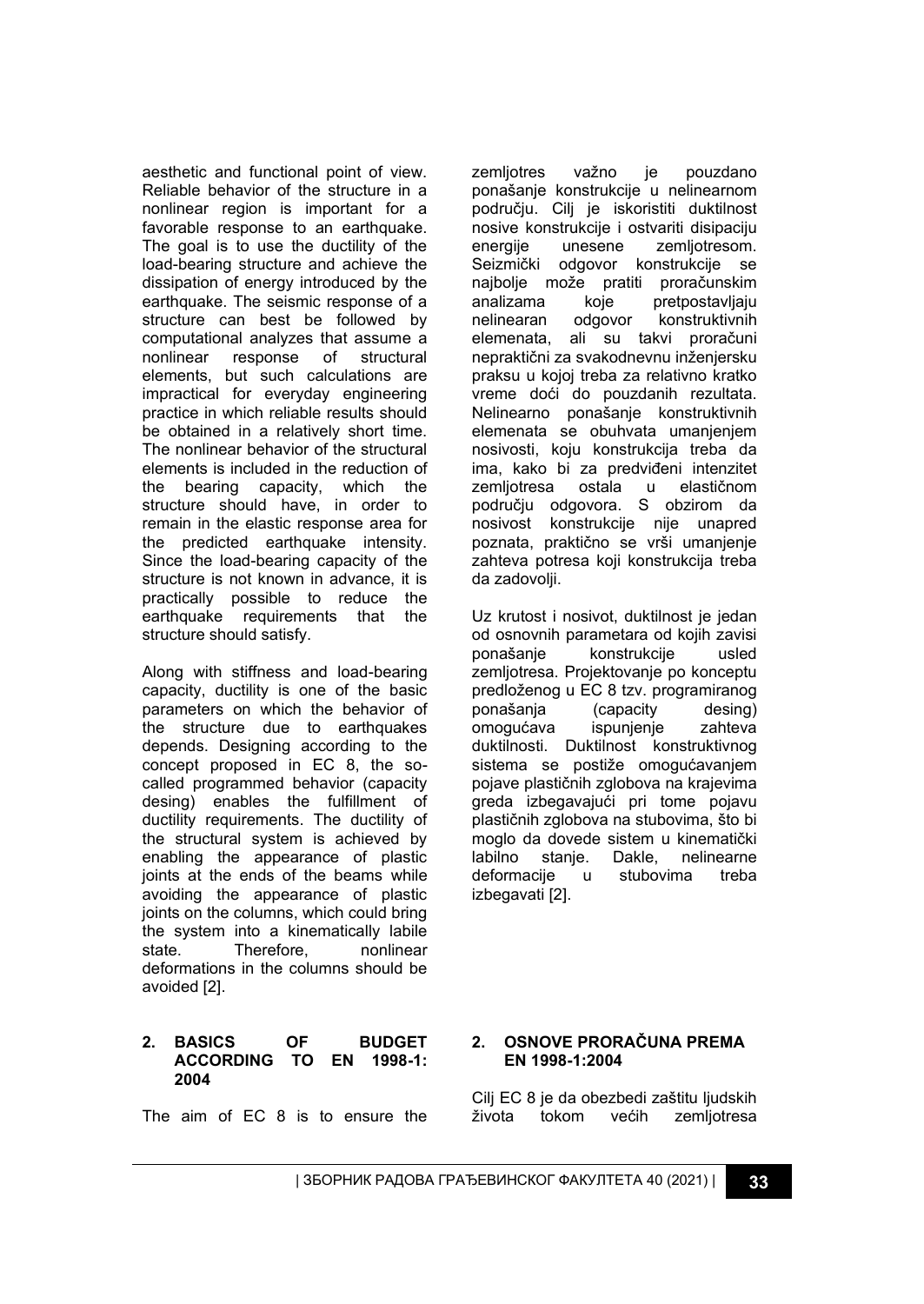aesthetic and functional point of view. Reliable behavior of the structure in a nonlinear region is important for a favorable response to an earthquake. The goal is to use the ductility of the load-bearing structure and achieve the dissipation of energy introduced by the earthquake. The seismic response of a structure can best be followed by computational analyzes that assume a nonlinear response of structural elements, but such calculations are impractical for everyday engineering practice in which reliable results should be obtained in a relatively short time. The nonlinear behavior of the structural elements is included in the reduction of the bearing capacity, which the structure should have, in order to remain in the elastic response area for the predicted earthquake intensity. Since the load-bearing capacity of the structure is not known in advance, it is practically possible to reduce the earthquake requirements that the structure should satisfy.

Along with stiffness and load-bearing capacity, ductility is one of the basic parameters on which the behavior of the structure due to earthquakes depends. Designing according to the concept proposed in EC 8, the so-called programmed behavior (capacity desing) enables the fulfillment of ductility requirements. The ductility of the structural system is achieved by enabling the appearance of plastic joints at the ends of the beams while avoiding the appearance of plastic joints on the columns, which could bring the system into a kinematically labile state. Therefore, nonlinear deformations in the columns should be avoided [2].

## 2. BASICS OF BUDGET ACCORDING TO EN 1998-1: 2004

The aim of EC 8 is to ensure the

zemljotres važno je pouzdano ponašanje konstrukcije u nelinearnom području. Cilj je iskoristiti duktilnost nosive konstrukcije i ostvariti disipaciju energije unesene zemljotresom. Seizmički odgovor konstrukcije se najbolje može pratiti proračunskim analizama koje pretpostavljaju nelinearan odgovor konstruktivnih elemenata, ali su takvi proračuni nepraktični za svakodnevnu inženjersku praksu u kojoj treba za relativno kratko vreme doći do pouzdanih rezultata. Nelinearno ponašanje konstruktivnih elemenata se obuhvata umanjenjem nosivosti, koju konstrukcija treba da ima, kako bi za predviđeni intenzitet zemljotresa ostala u elastičnom području odgovora. S obzirom da nosivost konstrukcije nije unapred poznata, praktično se vrši umanjenje zahteva potresa koji konstrukcija treba da zadovolji.

Uz krutost i nosivot, duktilnost je jedan od osnovnih parametara od kojih zavisi ponašanje konstrukcije usled zemljotresa. Projektovanje po konceptu predloženog u EC 8 tzv. programiranog ponašanja (capacity desing) omogućava ispunjenje zahteva duktilnosti. Duktilnost konstruktivnog sistema se postiže omogućavanjem pojave plastičnih zglobova na krajevima greda izbegavajući pri tome pojavu plastičnih zglobova na stubovima, što bi moglo da dovede sistem u kinematički labilno stanje. Dakle, nelinearne deformacije u stubovima treba izbegavati [2].

## 2. OSNOVE PRORAČUNA PREMA EN 1998-1:2004

Cilj EC 8 je da obezbedi zaštitu ljudskih života tokom većih zemljotresa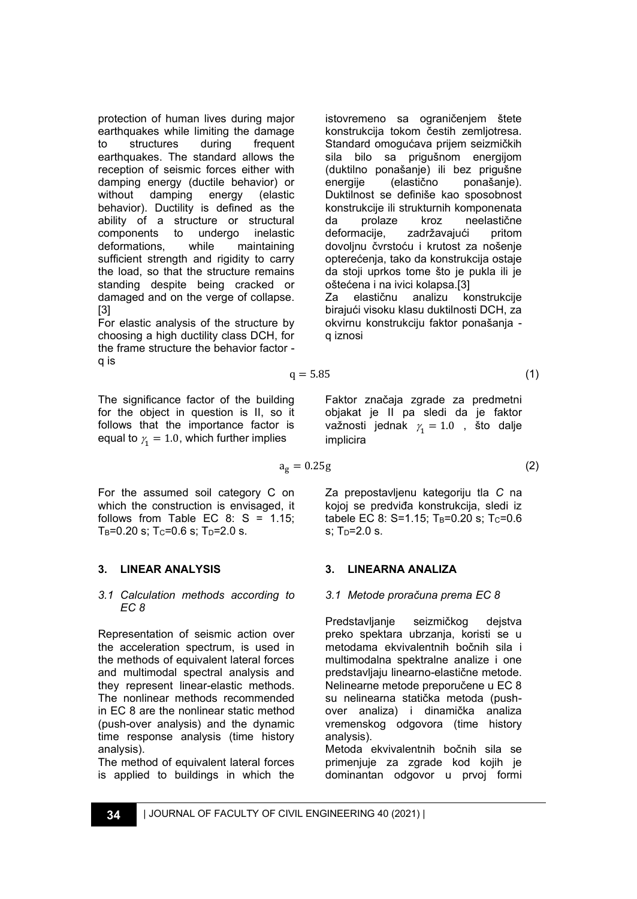protection of human lives during major earthquakes while limiting the damage to structures during frequent earthquakes. The standard allows the reception of seismic forces either with damping energy (ductile behavior) or without damping energy (elastic behavior). Ductility is defined as the ability of a structure or structural components to undergo inelastic deformations, while maintaining sufficient strength and rigidity to carry the load, so that the structure remains standing despite being cracked or damaged and on the verge of collapse. [3]

For elastic analysis of the structure by choosing a high ductility class DCH, for the frame structure the behavior factor - q is

istovremeno sa ograničenjem štete konstrukcija tokom čestih zemljotresa. Standard omogućava prijem seizmičkih sila bilo sa prigušnom energijom (duktilno ponašanje) ili bez prigušne energije (elastično ponašanje). Duktilnost se definiše kao sposobnost konstrukcije ili strukturnih komponenata da prolaze kroz neelastične deformacije, zadržavajući pritom dovoljnu čvrstoću i krutost za nošenje opterećenja, tako da konstrukcija ostaje da stoji uprkos tome što je pukla ili je oštećena i na ivici kolapsa.[3]

Za elastičnu analizu konstrukcije birajući visoku klasu duktilnosti DCH, za okvirnu konstrukciju faktor ponašanja - q iznosi

$$q = 5.85 \tag{1}$$

The significance factor of the building for the object in question is II, so it follows that the importance factor is equal to $\gamma_1 = 1.0$, which further implies

Faktor značaja zgrade za predmetni objakat je II pa sledi da je faktor važnosti jednak $\gamma_1 = 1.0$ , što dalje implicira

$$a_g = 0.25g \tag{2}$$

For the assumed soil category C on which the construction is envisaged, it follows from Table EC 8: S = 1.15; $T_B$=0.20 s; $T_C$=0.6 s; $T_D$=2.0 s.

Za prepostavljenu kategoriju tla *C* na kojoj se predviđa konstrukcija, sledi iz tabele EC 8: S=1.15; $T_B$=0.20 s; $T_C$=0.6 s; $T_D$=2.0 s.

## 3. LINEAR ANALYSIS

### *3.1 Calculation methods according to EC 8*

Representation of seismic action over the acceleration spectrum, is used in the methods of equivalent lateral forces and multimodal spectral analysis and they represent linear-elastic methods. The nonlinear methods recommended in EC 8 are the nonlinear static method (push-over analysis) and the dynamic time response analysis (time history analysis).

The method of equivalent lateral forces is applied to buildings in which the

## 3. LINEARNA ANALIZA

### *3.1 Metode proračuna prema EC 8*

Predstavljanje seizmičkog dejstva preko spektara ubrzanja, koristi se u metodama ekvivalentnih bočnih sila i multimodalna spektralne analize i one predstavljaju linearno-elastične metode. Nelinearne metode preporučene u EC 8 su nelinearna statička metoda (push-over analiza) i dinamička analiza vremenskog odgovora (time history analysis).

Metoda ekvivalentnih bočnih sila se primenjuje za zgrade kod kojih je dominantan odgovor u prvoj formi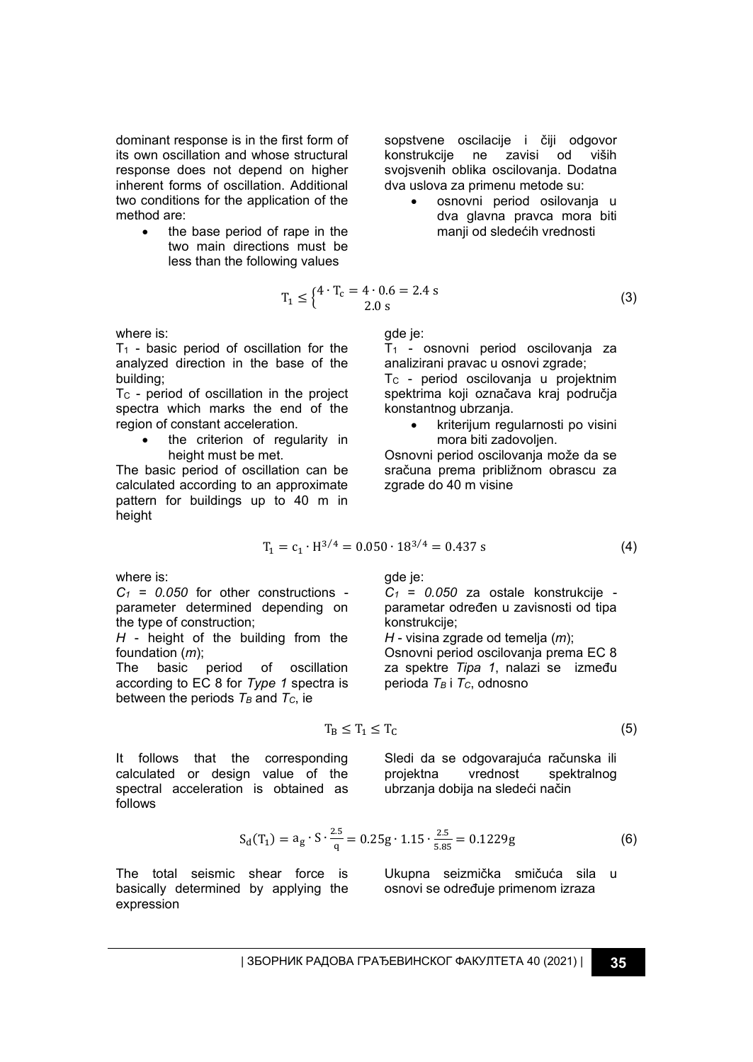dominant response is in the first form of its own oscillation and whose structural response does not depend on higher inherent forms of oscillation. Additional two conditions for the application of the method are:

- the base period of rape in the two main directions must be less than the following values

sopstvene oscilacije i čiji odgovor konstrukcije ne zavisi od viših svojsvenih oblika oscilovanja. Dodatna dva uslova za primenu metode su:

- osnovni period osilovanja u dva glavna pravca mora biti manji od sledećih vrednosti

$$\mathrm{T_1} \leq \begin{cases} 4 \cdot \mathrm{T_c} = 4 \cdot 0.6 = 2.4\ \mathrm{s} \\ 2.0\ \mathrm{s} \end{cases} \tag{3}$$

where is:

$T_1$ - basic period of oscillation for the analyzed direction in the base of the building;

$T_C$ - period of oscillation in the project spectra which marks the end of the region of constant acceleration.

- the criterion of regularity in height must be met.

The basic period of oscillation can be calculated according to an approximate pattern for buildings up to 40 m in height

gde je:

$T_1$ - osnovni period oscilovanja za analizirani pravac u osnovi zgrade;

$T_C$ - period oscilovanja u projektnim spektrima koji označava kraj područja konstantnog ubrzanja.

- kriterijum regularnosti po visini mora biti zadovoljen.

Osnovni period oscilovanja može da se sračuna prema približnom obrascu za zgrade do 40 m visine

$$\mathrm{T_1} = \mathrm{c_1} \cdot \mathrm{H}^{3/4} = 0.050 \cdot 18^{3/4} = 0.437\ \mathrm{s} \tag{4}$$

where is:

$C_1 = 0.050$ for other constructions - parameter determined depending on the type of construction;

$H$ - height of the building from the foundation (*m*);

The basic period of oscillation according to EC 8 for *Type 1* spectra is between the periods $T_B$ and $T_C$, ie

gde je:

$C_1 = 0.050$ za ostale konstrukcije - parametar određen u zavisnosti od tipa konstrukcije;

$H$ - visina zgrade od temelja (*m*);

Osnovni period oscilovanja prema EC 8 za spektre *Tipa 1*, nalazi se između perioda $T_B$ i $T_C$, odnosno

$$\mathrm{T_B} \leq \mathrm{T_1} \leq \mathrm{T_C} \tag{5}$$

It follows that the corresponding calculated or design value of the spectral acceleration is obtained as follows

Sledi da se odgovarajuća računska ili projektna vrednost spektralnog ubrzanja dobija na sledeći način

$$\mathrm{S_d(T_1)} = \mathrm{a_g} \cdot \mathrm{S} \cdot \frac{2.5}{\mathrm{q}} = 0.25\mathrm{g} \cdot 1.15 \cdot \frac{2.5}{5.85} = 0.1229\mathrm{g} \tag{6}$$

The total seismic shear force is basically determined by applying the expression

Ukupna seizmička smičuća sila u osnovi se određuje primenom izraza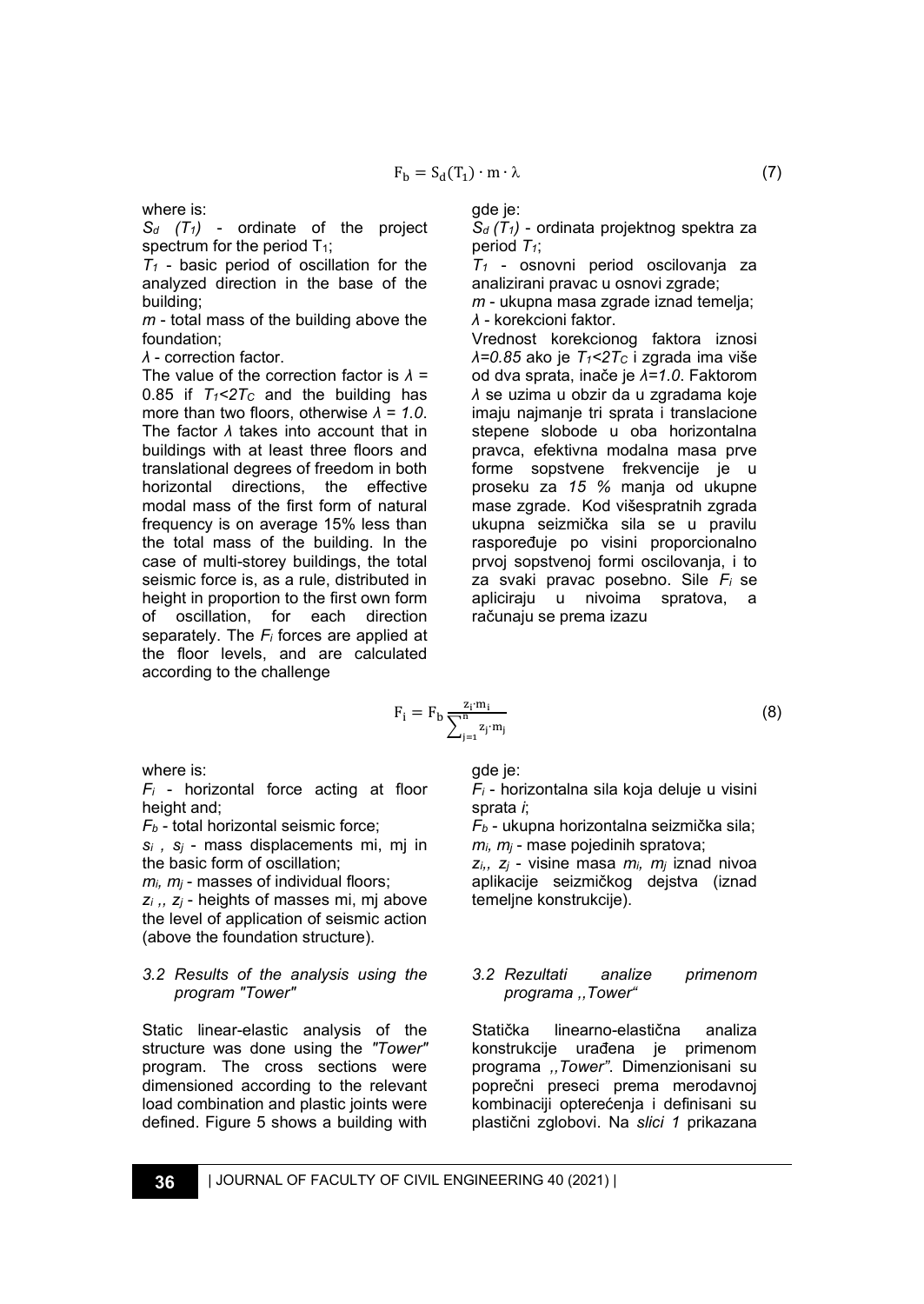$$F_b = S_d(T_1) \cdot m \cdot \lambda \tag{7}$$

where is:

$S_d$ $(T_1)$ - ordinate of the project spectrum for the period $T_1$;

$T_1$ - basic period of oscillation for the analyzed direction in the base of the building;

$m$ - total mass of the building above the foundation;

$\lambda$ - correction factor.

The value of the correction factor is $\lambda = 0.85$ if $T_1 < 2T_C$ and the building has more than two floors, otherwise $\lambda = 1.0$. The factor $\lambda$ takes into account that in buildings with at least three floors and translational degrees of freedom in both horizontal directions, the effective modal mass of the first form of natural frequency is on average 15% less than the total mass of the building. In the case of multi-storey buildings, the total seismic force is, as a rule, distributed in height in proportion to the first own form of oscillation, for each direction separately. The $F_i$ forces are applied at the floor levels, and are calculated according to the challenge

gde je:

$S_d$ $(T_1)$ - ordinata projektnog spektra za period $T_1$;

$T_1$ - osnovni period oscilovanja za analizirani pravac u osnovi zgrade;

$m$ - ukupna masa zgrade iznad temelja;

$\lambda$ - korekcioni faktor.

Vrednost korekcionog faktora iznosi $\lambda=0.85$ ako je $T_1<2T_C$ i zgrada ima više od dva sprata, inače je $\lambda=1.0$. Faktorom $\lambda$ se uzima u obzir da u zgradama koje imaju najmanje tri sprata i translacione stepene slobode u oba horizontalna pravca, efektivna modalna masa prve forme sopstvene frekvencije je u proseku za *15 %* manja od ukupne mase zgrade. Kod višespratnih zgrada ukupna seizmička sila se u pravilu raspoređuje po visini proporcionalno prvoj sopstvenoj formi oscilovanja, i to za svaki pravac posebno. Sile $F_i$ se apliciraju u nivoima spratova, a računaju se prema izazu

$$F_i = F_b \frac{z_i \cdot m_i}{\sum_{j=1}^{n} z_j \cdot m_j} \tag{8}$$

where is:

$F_i$ - horizontal force acting at floor height and;

$F_b$ - total horizontal seismic force;

$s_i$ , $s_j$ - mass displacements mi, mj in the basic form of oscillation;

$m_i$, $m_j$ - masses of individual floors;

$z_i$ ,, $z_j$ - heights of masses mi, mj above the level of application of seismic action (above the foundation structure).

gde je:

$F_i$ - horizontalna sila koja deluje u visini sprata *i*;

$F_b$ - ukupna horizontalna seizmička sila;

$m_i$, $m_j$ - mase pojedinih spratova;

$z_i$,, $z_j$ - visine masa $m_i$, $m_j$ iznad nivoa aplikacije seizmičkog dejstva (iznad temeljne konstrukcije).

### *3.2 Results of the analysis using the program "Tower"*

Static linear-elastic analysis of the structure was done using the *"Tower"* program. The cross sections were dimensioned according to the relevant load combination and plastic joints were defined. Figure 5 shows a building with

### *3.2 Rezultati analize primenom programa ,,Tower"*

Statička linearno-elastična analiza konstrukcije urađena je primenom programa *,,Tower"*. Dimenzionisani su poprečni preseci prema merodavnoj kombinaciji opterećenja i definisani su plastični zglobovi. Na *slici 1* prikazana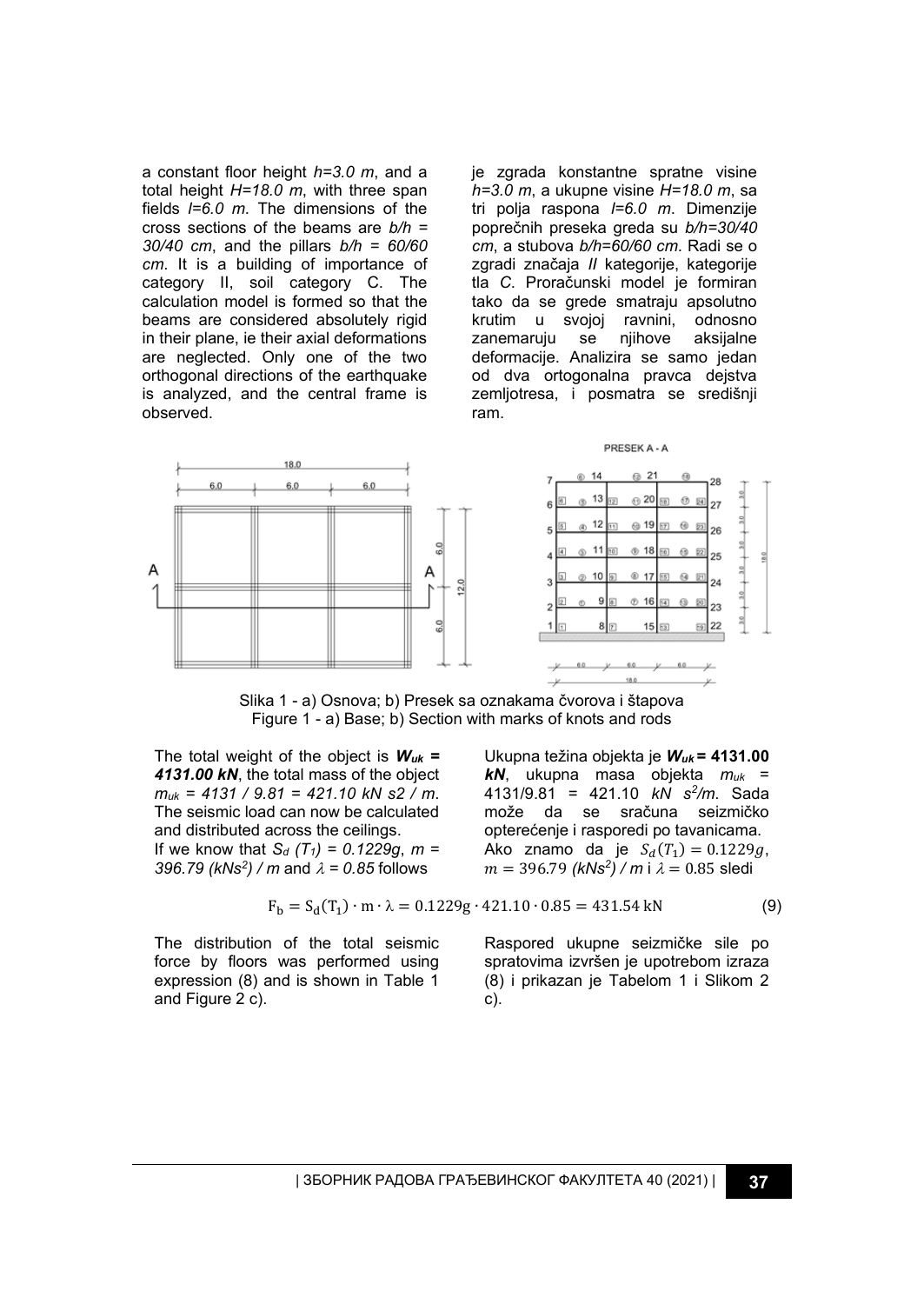a constant floor height $h=3.0$ m, and a total height $H=18.0$ m, with three span fields $l=6.0$ m. The dimensions of the cross sections of the beams are $b/h = 30/40$ cm, and the pillars $b/h = 60/60$ cm. It is a building of importance of category II, soil category C. The calculation model is formed so that the beams are considered absolutely rigid in their plane, ie their axial deformations are neglected. Only one of the two orthogonal directions of the earthquake is analyzed, and the central frame is observed.

je zgrada konstantne spratne visine $h=3.0$ m, a ukupne visine $H=18.0$ m, sa tri polja raspona $l=6.0$ m. Dimenzije poprečnih preseka greda su $b/h=30/40$ cm, a stubova $b/h=60/60$ cm. Radi se o zgradi značaja *II* kategorije, kategorije tla *C*. Proračunski model je formiran tako da se grede smatraju apsolutno krutim u svojoj ravnini, odnosno zanemaruju se njihove aksijalne deformacije. Analizira se samo jedan od dva ortogonalna pravca dejstva zemljotresa, i posmatra se središnji ram.

Slika 1 - a) Osnova; b) Presek sa oznakama čvorova i štapova
Figure 1 - a) Base; b) Section with marks of knots and rods

The total weight of the object is $\boldsymbol{W_{uk} = 4131.00}$ **kN**, the total mass of the object $m_{uk} = 4131 / 9.81 = 421.10$ $kN\,s2 / m$. The seismic load can now be calculated and distributed across the ceilings. If we know that $S_d\,(T_1) = 0.1229g$, $m = 396.79$ $(kNs^2) / m$ and $\lambda = 0.85$ follows

Ukupna težina objekta je $\boldsymbol{W_{uk} = 4131.00}$ **kN**, ukupna masa objekta $m_{uk} = 4131/9.81 = 421.10$ $kN\,s^2/m$. Sada može da se sračuna seizmičko opterećenje i rasporedi po tavanicama. Ako znamo da je $S_d(T_1) = 0.1229g$, $m = 396.79$ $(kNs^2) / m$ i $\lambda = 0.85$ sledi

$$F_b = S_d(T_1) \cdot m \cdot \lambda = 0.1229g \cdot 421.10 \cdot 0.85 = 431.54\ \text{kN} \tag{9}$$

The distribution of the total seismic force by floors was performed using expression (8) and is shown in Table 1 and Figure 2 c).

Raspored ukupne seizmičke sile po spratovima izvršen je upotrebom izraza (8) i prikazan je Tabelom 1 i Slikom 2 c).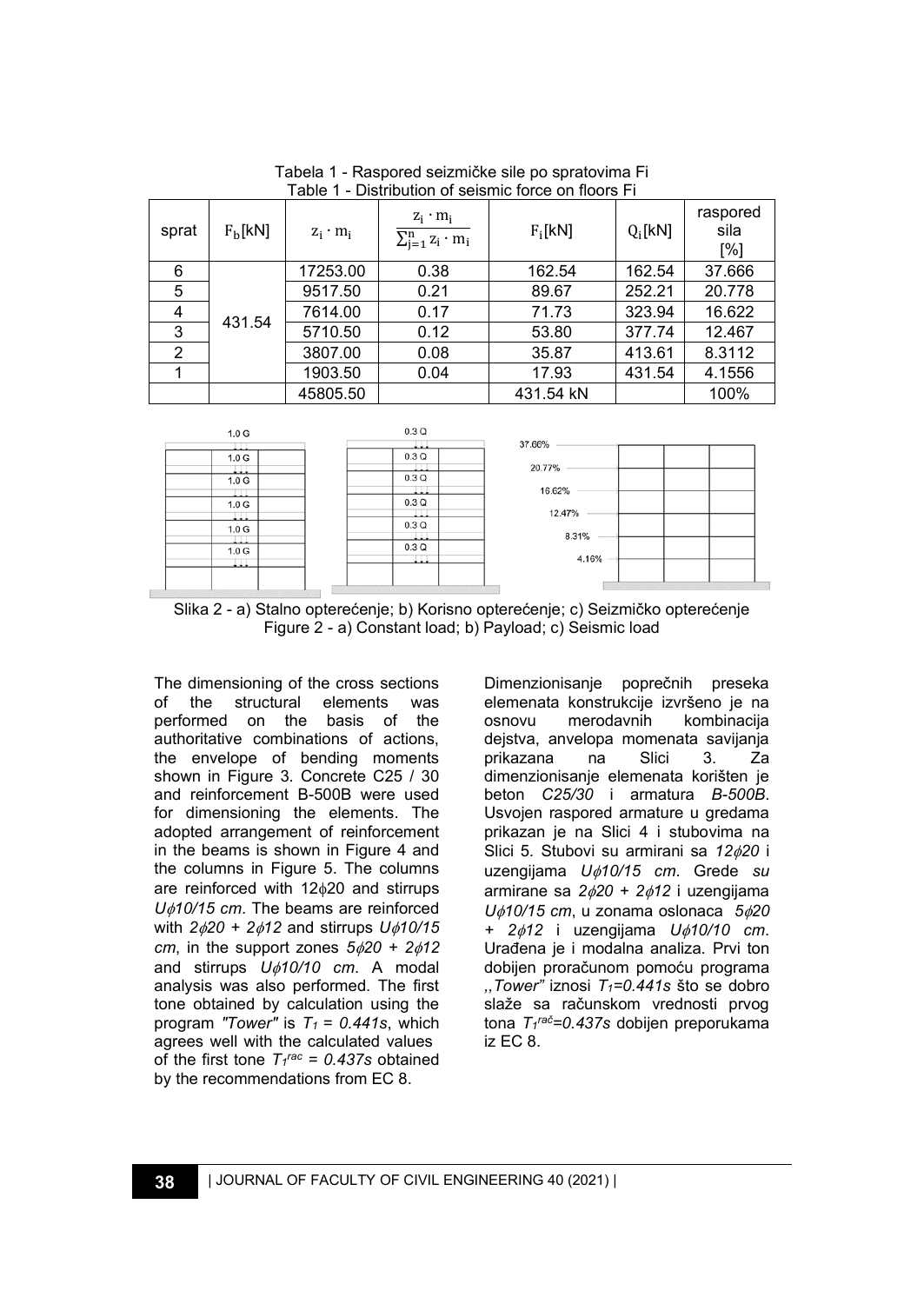Tabela 1 - Raspored seizmičke sile po spratovima Fi
Table 1 - Distribution of seismic force on floors Fi

| sprat | $F_b$[kN] | $z_i \cdot m_i$ | $\frac{z_i \cdot m_i}{\sum_{j=1}^{n} z_i \cdot m_i}$ | $F_i$[kN] | $Q_i$[kN] | raspored sila [%] |
|---|---|---|---|---|---|---|
| 6 | 431.54 | 17253.00 | 0.38 | 162.54 | 162.54 | 37.666 |
| 5 | | 9517.50 | 0.21 | 89.67 | 252.21 | 20.778 |
| 4 | | 7614.00 | 0.17 | 71.73 | 323.94 | 16.622 |
| 3 | | 5710.50 | 0.12 | 53.80 | 377.74 | 12.467 |
| 2 | | 3807.00 | 0.08 | 35.87 | 413.61 | 8.3112 |
| 1 | | 1903.50 | 0.04 | 17.93 | 431.54 | 4.1556 |
| | | 45805.50 | | 431.54 kN | | 100% |

Slika 2 - a) Stalno opterećenje; b) Korisno opterećenje; c) Seizmičko opterećenje
Figure 2 - a) Constant load; b) Payload; c) Seismic load

The dimensioning of the cross sections of the structural elements was performed on the basis of the authoritative combinations of actions, the envelope of bending moments shown in Figure 3. Concrete C25 / 30 and reinforcement B-500B were used for dimensioning the elements. The adopted arrangement of reinforcement in the beams is shown in Figure 4 and the columns in Figure 5. The columns are reinforced with 12ϕ20 and stirrups *Uϕ10/15 cm*. The beams are reinforced with *2ϕ20 + 2ϕ12* and stirrups *Uϕ10/15 cm*, in the support zones *5ϕ20 + 2ϕ12* and stirrups *Uϕ10/10 cm*. A modal analysis was also performed. The first tone obtained by calculation using the program *"Tower"* is $T_1 = 0.441s$, which agrees well with the calculated values of the first tone $T_1^{rac} = 0.437s$ obtained by the recommendations from EC 8.

Dimenzionisanje poprečnih preseka elemenata konstrukcije izvršeno je na osnovu merodavnih kombinacija dejstva, anvelopa momenata savijanja prikazana na Slici 3. Za dimenzionisanje elemenata korišten je beton *C25/30* i armatura *B-500B*. Usvojen raspored armature u gredama prikazan je na Slici 4 i stubovima na Slici 5. Stubovi su armirani sa *12ϕ20* i uzengijama *Uϕ10/15 cm*. Grede *su* armirane sa *2ϕ20 + 2ϕ12* i uzengijama *Uϕ10/15 cm*, u zonama oslonaca *5ϕ20 + 2ϕ12* i uzengijama *Uϕ10/10 cm*. Urađena je i modalna analiza. Prvi ton dobijen proračunom pomoću programa *,,Tower"* iznosi $T_1=0.441s$ što se dobro slaže sa računskom vrednosti prvog tona $T_1^{rač}=0.437s$ dobijen preporukama iz EC 8.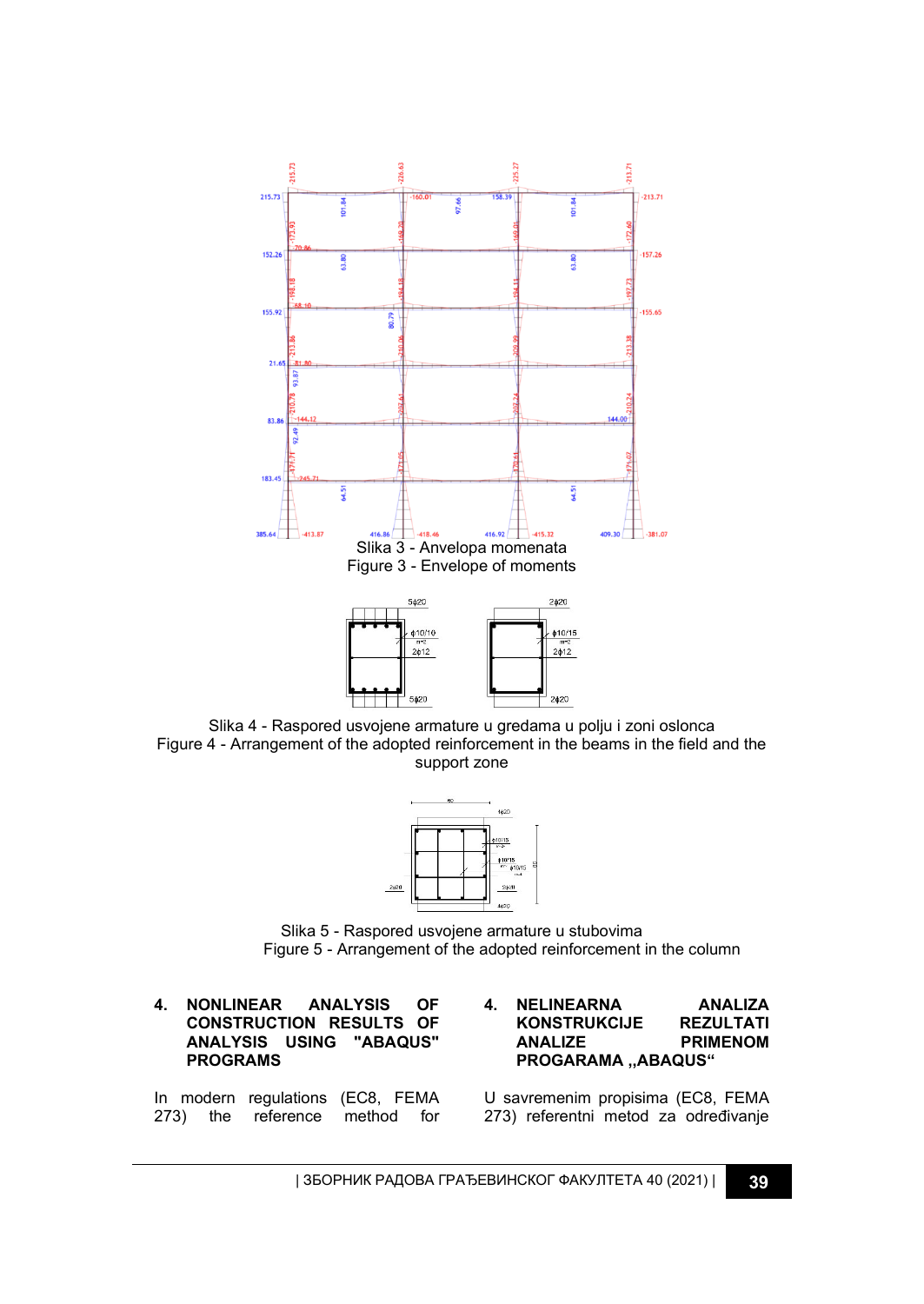Slika 3 - Anvelopa momenata
Figure 3 - Envelope of moments

Slika 4 - Raspored usvojene armature u gredama u polju i zoni oslonca
Figure 4 - Arrangement of the adopted reinforcement in the beams in the field and the support zone

Slika 5 - Raspored usvojene armature u stubovima
Figure 5 - Arrangement of the adopted reinforcement in the column

## 4. NONLINEAR ANALYSIS OF CONSTRUCTION RESULTS OF ANALYSIS USING "ABAQUS" PROGRAMS

In modern regulations (EC8, FEMA 273) the reference method for

## 4. NELINEARNA ANALIZA KONSTRUKCIJE REZULTATI ANALIZE PRIMENOM PROGARAMA „ABAQUS“

U savremenim propisima (EC8, FEMA 273) referentni metod za određivanje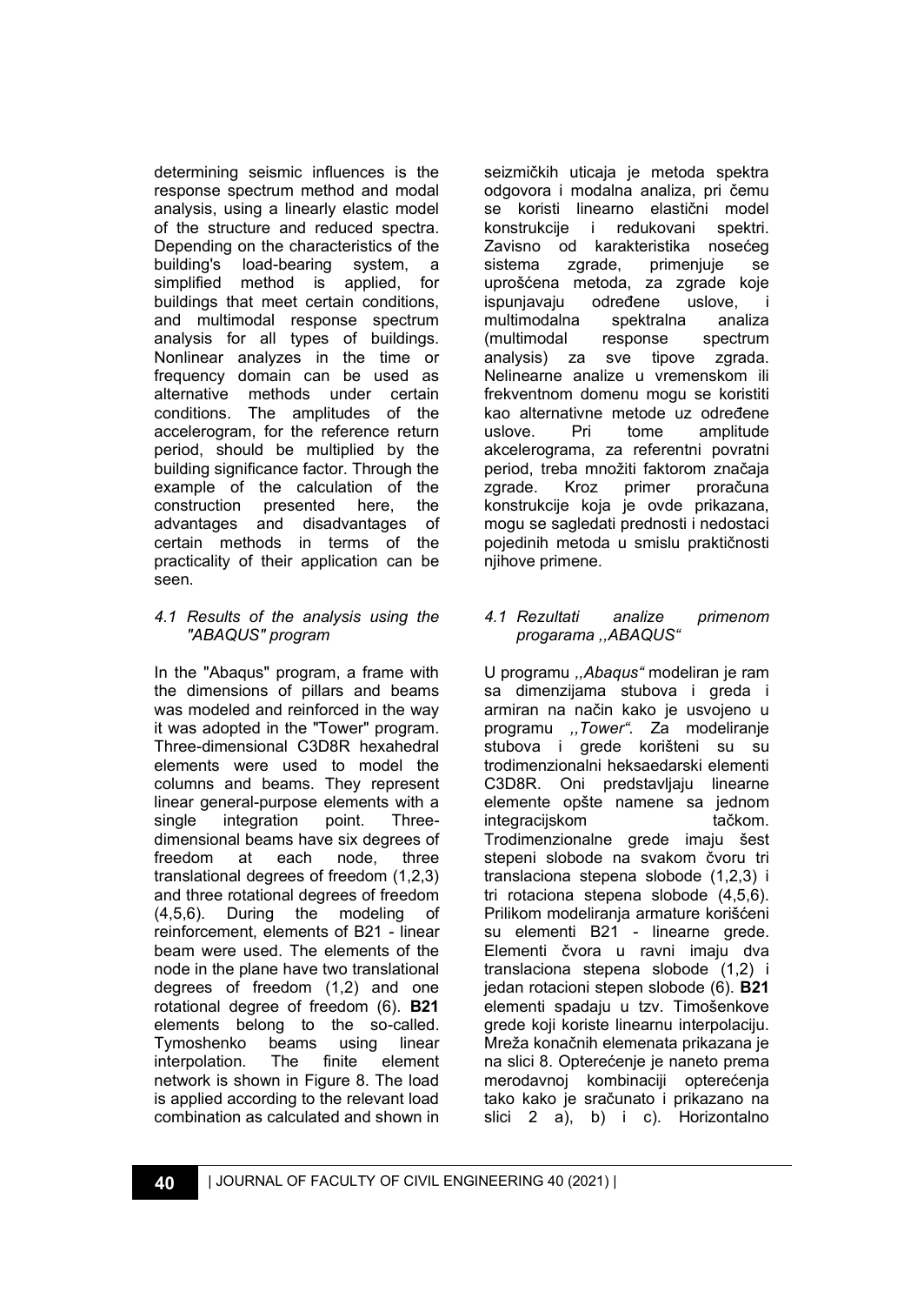determining seismic influences is the response spectrum method and modal analysis, using a linearly elastic model of the structure and reduced spectra. Depending on the characteristics of the building's load-bearing system, a simplified method is applied, for buildings that meet certain conditions, and multimodal response spectrum analysis for all types of buildings. Nonlinear analyzes in the time or frequency domain can be used as alternative methods under certain conditions. The amplitudes of the accelerogram, for the reference return period, should be multiplied by the building significance factor. Through the example of the calculation of the construction presented here, the advantages and disadvantages of certain methods in terms of the practicality of their application can be seen.

### *4.1 Results of the analysis using the "ABAQUS" program*

In the "Abaqus" program, a frame with the dimensions of pillars and beams was modeled and reinforced in the way it was adopted in the "Tower" program. Three-dimensional C3D8R hexahedral elements were used to model the columns and beams. They represent linear general-purpose elements with a single integration point. Three-dimensional beams have six degrees of freedom at each node, three translational degrees of freedom (1,2,3) and three rotational degrees of freedom (4,5,6). During the modeling of reinforcement, elements of B21 - linear beam were used. The elements of the node in the plane have two translational degrees of freedom (1,2) and one rotational degree of freedom (6). **B21** elements belong to the so-called. Tymoshenko beams using linear interpolation. The finite element network is shown in Figure 8. The load is applied according to the relevant load combination as calculated and shown in

seizmičkih uticaja je metoda spektra odgovora i modalna analiza, pri čemu se koristi linearno elastični model konstrukcije i redukovani spektri. Zavisno od karakteristika nosećeg sistema zgrade, primenjuje se uprošćena metoda, za zgrade koje ispunjavaju određene uslove, i multimodalna spektralna analiza (multimodal response spectrum analysis) za sve tipove zgrada. Nelinearne analize u vremenskom ili frekventnom domenu mogu se koristiti kao alternativne metode uz određene uslove. Pri tome amplitude akcelerograma, za referentni povratni period, treba množiti faktorom značaja zgrade. Kroz primer proračuna konstrukcije koja je ovde prikazana, mogu se sagledati prednosti i nedostaci pojedinih metoda u smislu praktičnosti njihove primene.

### *4.1 Rezultati analize primenom progarama ,,ABAQUS"*

U programu *,,Abaqus"* modeliran je ram sa dimenzijama stubova i greda i armiran na način kako je usvojeno u programu *,,Tower".* Za modeliranje stubova i grede korišteni su su trodimenzionalni heksaedarski elementi C3D8R. Oni predstavljaju linearne elemente opšte namene sa jednom integracijskom tačkom. Trodimenzionalne grede imaju šest stepeni slobode na svakom čvoru tri translaciona stepena slobode (1,2,3) i tri rotaciona stepena slobode (4,5,6). Prilikom modeliranja armature korišćeni su elementi B21 - linearne grede. Elementi čvora u ravni imaju dva translaciona stepena slobode (1,2) i jedan rotacioni stepen slobode (6). **B21** elementi spadaju u tzv. Timošenkove grede koji koriste linearnu interpolaciju. Mreža konačnih elemenata prikazana je na slici 8. Opterećenje je naneto prema merodavnoj kombinaciji opterećenja tako kako je sračunato i prikazano na slici 2 a), b) i c). Horizontalno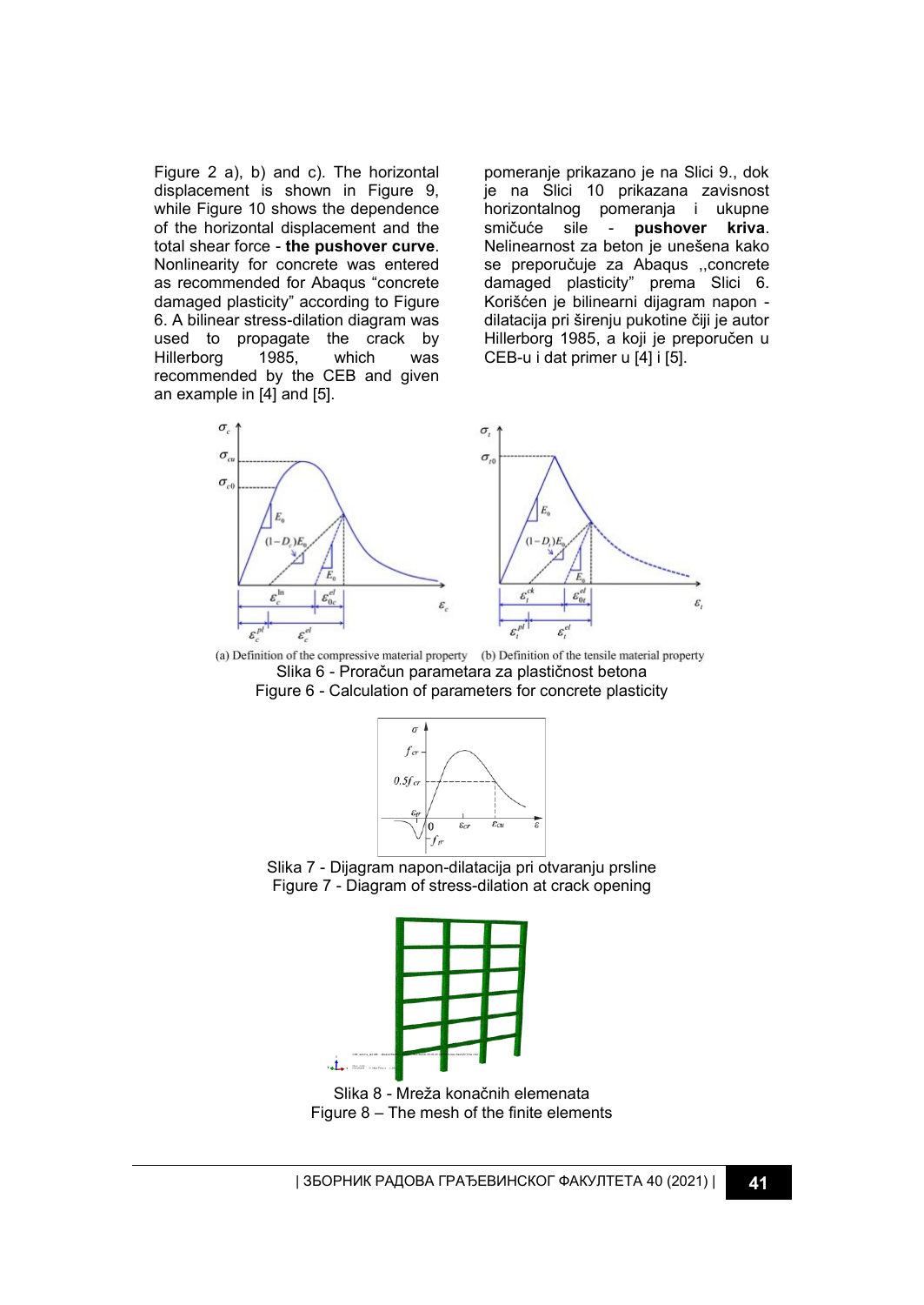Figure 2 a), b) and c). The horizontal displacement is shown in Figure 9, while Figure 10 shows the dependence of the horizontal displacement and the total shear force - **the pushover curve**. Nonlinearity for concrete was entered as recommended for Abaqus "concrete damaged plasticity" according to Figure 6. A bilinear stress-dilation diagram was used to propagate the crack by Hillerborg 1985, which was recommended by the CEB and given an example in [4] and [5].

pomeranje prikazano je na Slici 9., dok je na Slici 10 prikazana zavisnost horizontalnog pomeranja i ukupne smičuće sile - **pushover kriva**. Nelinearnost za beton je unešena kako se preporučuje za Abaqus ,,concrete damaged plasticity" prema Slici 6. Korišćen je bilinearni dijagram napon - dilatacija pri širenju pukotine čiji je autor Hillerborg 1985, a koji je preporučen u CEB-u i dat primer u [4] i [5].

(a) Definition of the compressive material property (b) Definition of the tensile material property

Slika 6 - Proračun parametara za plastičnost betona

Figure 6 - Calculation of parameters for concrete plasticity

Slika 7 - Dijagram napon-dilatacija pri otvaranju prsline

Figure 7 - Diagram of stress-dilation at crack opening

Slika 8 - Mreža konačnih elemenata

Figure 8 – The mesh of the finite elements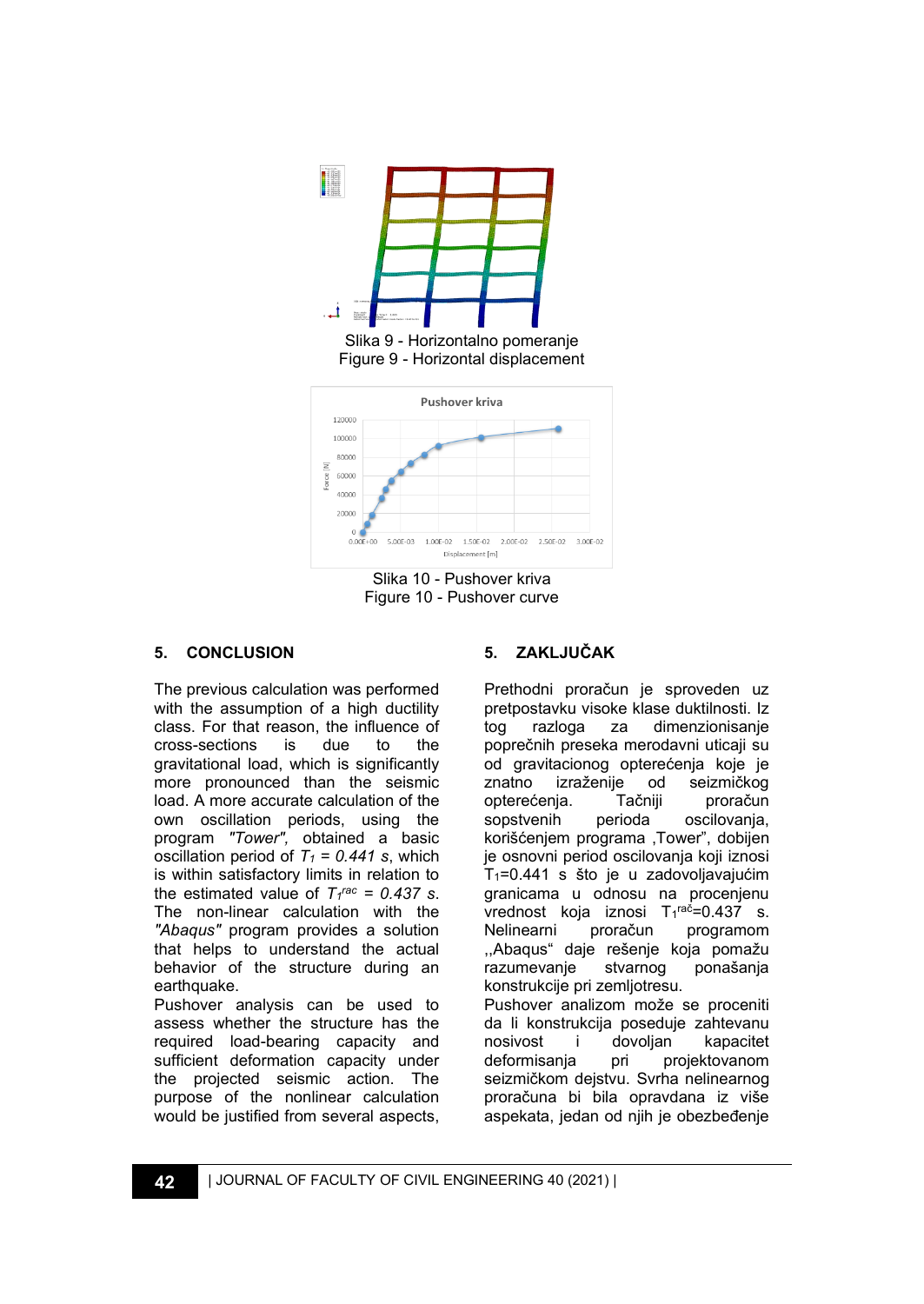Slika 9 - Horizontalno pomeranje
Figure 9 - Horizontal displacement

Slika 10 - Pushover kriva
Figure 10 - Pushover curve

## 5. CONCLUSION

The previous calculation was performed with the assumption of a high ductility class. For that reason, the influence of cross-sections is due to the gravitational load, which is significantly more pronounced than the seismic load. A more accurate calculation of the own oscillation periods, using the program *"Tower"*, obtained a basic oscillation period of $T_1 = 0.441$ s, which is within satisfactory limits in relation to the estimated value of $T_1^{rac} = 0.437$ s. The non-linear calculation with the *"Abaqus"* program provides a solution that helps to understand the actual behavior of the structure during an earthquake.

Pushover analysis can be used to assess whether the structure has the required load-bearing capacity and sufficient deformation capacity under the projected seismic action. The purpose of the nonlinear calculation would be justified from several aspects,

## 5. ZAKLJUČAK

Prethodni proračun je sproveden uz pretpostavku visoke klase duktilnosti. Iz tog razloga za dimenzionisanje poprečnih preseka merodavni uticaji su od gravitacionog opterećenja koje je znatno izraženije od seizmičkog opterećenja. Tačniji proračun sopstvenih perioda oscilovanja, korišćenjem programa ‚Tower", dobijen je osnovni period oscilovanja koji iznosi $T_1$=0.441 s što je u zadovoljavajućim granicama u odnosu na procenjenu vrednost koja iznosi $T_1^{rač}$=0.437 s. Nelinearni proračun programom ‚‚Abaqus" daje rešenje koja pomažu razumevanje stvarnog ponašanja konstrukcije pri zemljotresu.

Pushover analizom može se proceniti da li konstrukcija poseduje zahtevanu nosivost i dovoljan kapacitet deformisanja pri projektovanom seizmičkom dejstvu. Svrha nelinearnog proračuna bi bila opravdana iz više aspekata, jedan od njih je obezbeđenje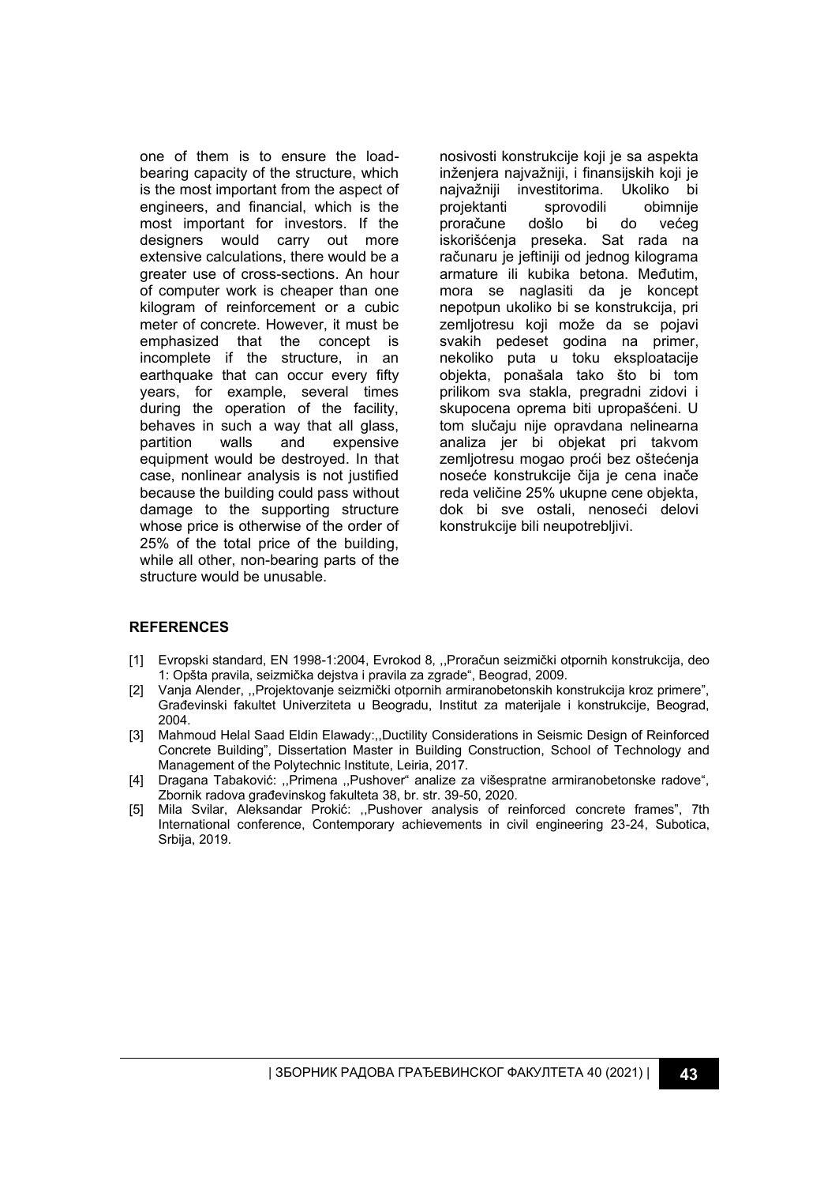one of them is to ensure the load-bearing capacity of the structure, which is the most important from the aspect of engineers, and financial, which is the most important for investors. If the designers would carry out more extensive calculations, there would be a greater use of cross-sections. An hour of computer work is cheaper than one kilogram of reinforcement or a cubic meter of concrete. However, it must be emphasized that the concept is incomplete if the structure, in an earthquake that can occur every fifty years, for example, several times during the operation of the facility, behaves in such a way that all glass, partition walls and expensive equipment would be destroyed. In that case, nonlinear analysis is not justified because the building could pass without damage to the supporting structure whose price is otherwise of the order of 25% of the total price of the building, while all other, non-bearing parts of the structure would be unusable.

nosivosti konstrukcije koji je sa aspekta inženjera najvažniji, i finansijskih koji je najvažniji investitorima. Ukoliko bi projektanti sprovodili obimnije proračune došlo bi do većeg iskorišćenja preseka. Sat rada na računaru je jeftiniji od jednog kilograma armature ili kubika betona. Međutim, mora se naglasiti da je koncept nepotpun ukoliko bi se konstrukcija, pri zemljotresu koji može da se pojavi svakih pedeset godina na primer, nekoliko puta u toku eksploatacije objekta, ponašala tako što bi tom prilikom sva stakla, pregradni zidovi i skupocena oprema biti upropašćeni. U tom slučaju nije opravdana nelinearna analiza jer bi objekat pri takvom zemljotresu mogao proći bez oštećenja noseće konstrukcije čija je cena inače reda veličine 25% ukupne cene objekta, dok bi sve ostali, nenoseći delovi konstrukcije bili neupotrebljivi.

## REFERENCES

[1] Evropski standard, EN 1998-1:2004, Evrokod 8, ,,Proračun seizmički otpornih konstrukcija, deo 1: Opšta pravila, seizmička dejstva i pravila za zgrade", Beograd, 2009.

[2] Vanja Alender, ,,Projektovanje seizmički otpornih armiranobetonskih konstrukcija kroz primere", Građevinski fakultet Univerziteta u Beogradu, Institut za materijale i konstrukcije, Beograd, 2004.

[3] Mahmoud Helal Saad Eldin Elawady:,,Ductility Considerations in Seismic Design of Reinforced Concrete Building", Dissertation Master in Building Construction, School of Technology and Management of the Polytechnic Institute, Leiria, 2017.

[4] Dragana Tabaković: ,,Primena ,,Pushover" analize za višespratne armiranobetonske radove", Zbornik radova građevinskog fakulteta 38, br. str. 39-50, 2020.

[5] Mila Svilar, Aleksandar Prokić: ,,Pushover analysis of reinforced concrete frames", 7th International conference, Contemporary achievements in civil engineering 23-24, Subotica, Srbija, 2019.